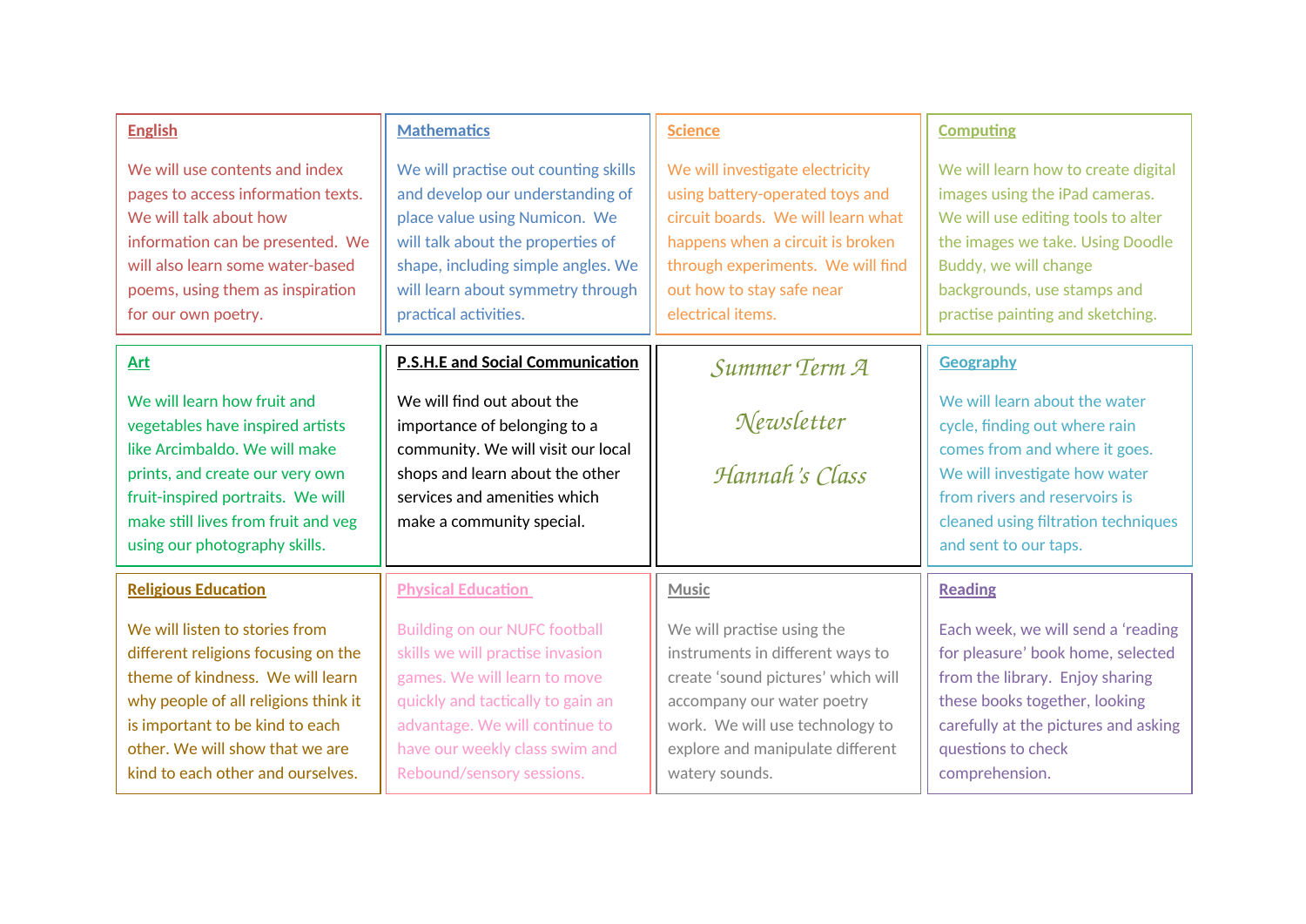# Summer Term A

# Newsletter

# Hannah's Class

## English

We will use contents and index pages to access information texts. We will talk about how information can be presented. We will also learn some water-based poems, using them as inspiration for our own poetry.

## Mathematics

We will practise out counting skills and develop our understanding of place value using Numicon. We will talk about the properties of shape, including simple angles. We will learn about symmetry through practical activities.

## Science

We will investigate electricity using battery-operated toys and circuit boards. We will learn what happens when a circuit is broken through experiments. We will find out how to stay safe near electrical items.

## Computing

We will learn how to create digital images using the iPad cameras. We will use editing tools to alter the images we take. Using Doodle Buddy, we will change backgrounds, use stamps and practise painting and sketching.

## Art

We will learn how fruit and vegetables have inspired artists like Arcimbaldo. We will make prints, and create our very own fruit-inspired portraits. We will make still lives from fruit and veg using our photography skills.

## P.S.H.E and Social Communication

We will find out about the importance of belonging to a community. We will visit our local shops and learn about the other services and amenities which make a community special.

## Geography

We will learn about the water cycle, finding out where rain comes from and where it goes. We will investigate how water from rivers and reservoirs is cleaned using filtration techniques and sent to our taps.

## Religious Education

We will listen to stories from different religions focusing on the theme of kindness. We will learn why people of all religions think it is important to be kind to each other. We will show that we are kind to each other and ourselves.

## Physical Education

Building on our NUFC football skills we will practise invasion games. We will learn to move quickly and tactically to gain an advantage. We will continue to have our weekly class swim and Rebound/sensory sessions.

## Music

We will practise using the instruments in different ways to create 'sound pictures' which will accompany our water poetry work. We will use technology to explore and manipulate different watery sounds.

## Reading

Each week, we will send a 'reading for pleasure' book home, selected from the library. Enjoy sharing these books together, looking carefully at the pictures and asking questions to check comprehension.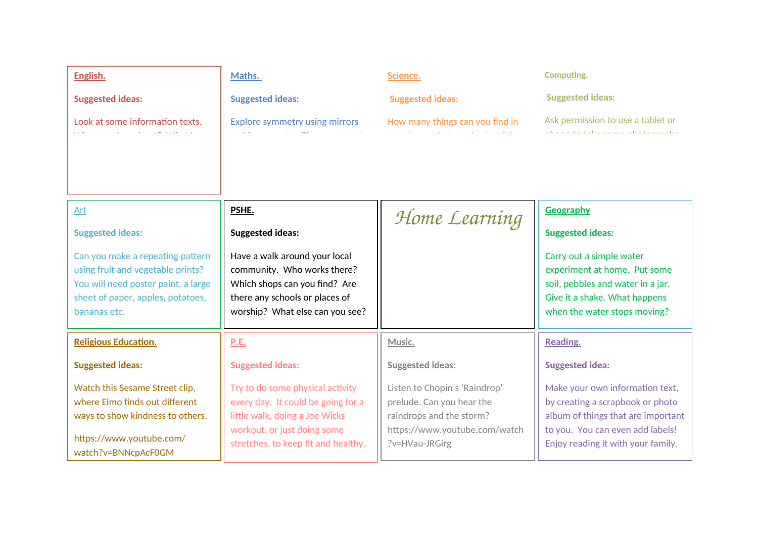## English.

**Suggested ideas:**

Look at some information texts.

## Maths.

**Suggested ideas:**

Explore symmetry using mirrors

## Science.

**Suggested ideas:**

How many things can you find in

## Computing.

**Suggested ideas:**

Ask permission to use a tablet or

## Art

**Suggested ideas:**

Can you make a repeating pattern using fruit and vegetable prints? You will need poster paint, a large sheet of paper, apples, potatoes, bananas etc.

## PSHE.

**Suggested ideas:**

Have a walk around your local community. Who works there? Which shops can you find? Are there any schools or places of worship? What else can you see?

# *Home Learning*

## Geography

**Suggested ideas:**

Carry out a simple water experiment at home. Put some soil, pebbles and water in a jar. Give it a shake. What happens when the water stops moving?

## Religious Education.

**Suggested ideas:**

Watch this Sesame Street clip, where Elmo finds out different ways to show kindness to others.

https://www.youtube.com/watch?v=BNNcpAcF0GM

## P.E.

**Suggested ideas:**

Try to do some physical activity every day. It could be going for a little walk, doing a Joe Wicks workout, or just doing some stretches, to keep fit and healthy.

## Music.

**Suggested ideas:**

Listen to Chopin's 'Raindrop' prelude. Can you hear the raindrops and the storm? https://www.youtube.com/watch?v=HVau-JRGirg

## Reading.

**Suggested idea:**

Make your own information text, by creating a scrapbook or photo album of things that are important to you. You can even add labels! Enjoy reading it with your family.